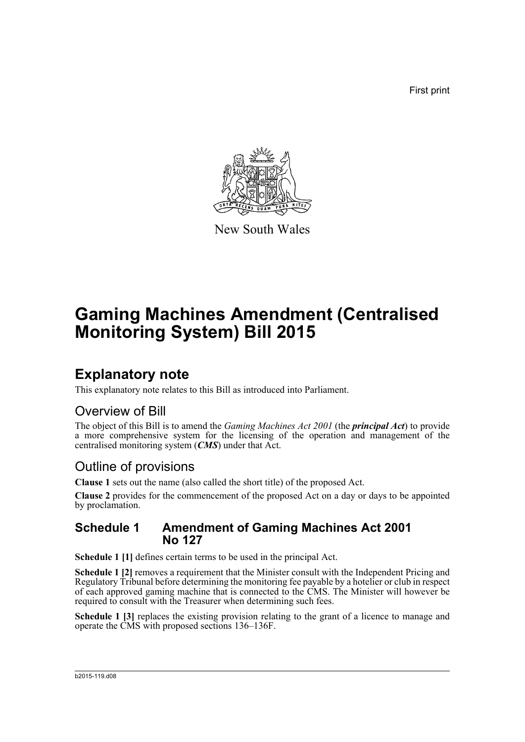First print

New South Wales

# Gaming Machines Amendment (Centralised Monitoring System) Bill 2015

## Explanatory note

This explanatory note relates to this Bill as introduced into Parliament.

### Overview of Bill

The object of this Bill is to amend the *Gaming Machines Act 2001* (the ***principal Act***) to provide a more comprehensive system for the licensing of the operation and management of the centralised monitoring system (***CMS***) under that Act.

### Outline of provisions

**Clause 1** sets out the name (also called the short title) of the proposed Act.

**Clause 2** provides for the commencement of the proposed Act on a day or days to be appointed by proclamation.

## Schedule 1 Amendment of Gaming Machines Act 2001 No 127

**Schedule 1 [1]** defines certain terms to be used in the principal Act.

**Schedule 1 [2]** removes a requirement that the Minister consult with the Independent Pricing and Regulatory Tribunal before determining the monitoring fee payable by a hotelier or club in respect of each approved gaming machine that is connected to the CMS. The Minister will however be required to consult with the Treasurer when determining such fees.

**Schedule 1 [3]** replaces the existing provision relating to the grant of a licence to manage and operate the CMS with proposed sections 136–136F.

b2015-119.d08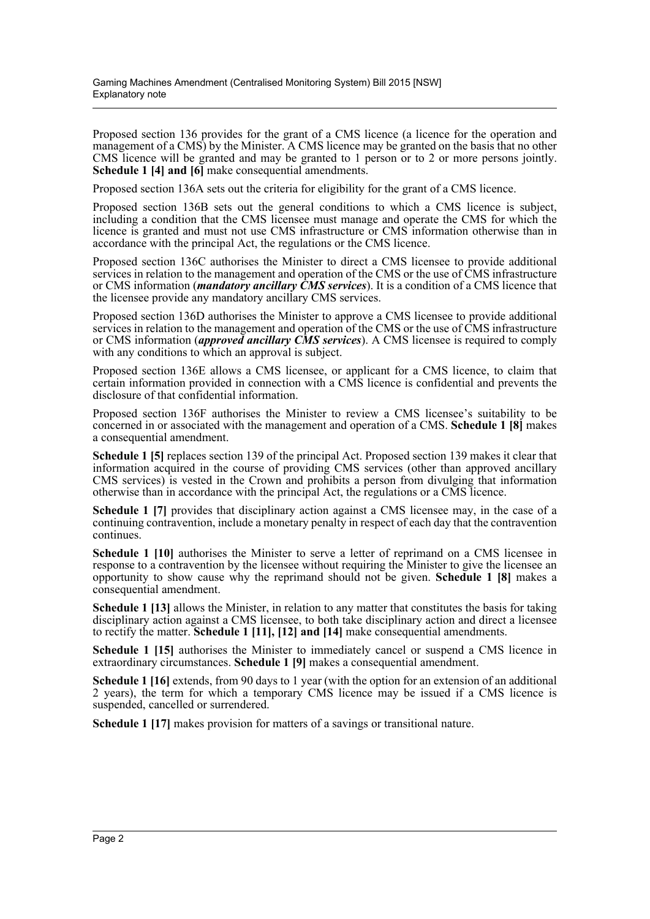Proposed section 136 provides for the grant of a CMS licence (a licence for the operation and management of a CMS) by the Minister. A CMS licence may be granted on the basis that no other CMS licence will be granted and may be granted to 1 person or to 2 or more persons jointly. **Schedule 1 [4] and [6]** make consequential amendments.

Proposed section 136A sets out the criteria for eligibility for the grant of a CMS licence.

Proposed section 136B sets out the general conditions to which a CMS licence is subject, including a condition that the CMS licensee must manage and operate the CMS for which the licence is granted and must not use CMS infrastructure or CMS information otherwise than in accordance with the principal Act, the regulations or the CMS licence.

Proposed section 136C authorises the Minister to direct a CMS licensee to provide additional services in relation to the management and operation of the CMS or the use of CMS infrastructure or CMS information (***mandatory ancillary CMS services***). It is a condition of a CMS licence that the licensee provide any mandatory ancillary CMS services.

Proposed section 136D authorises the Minister to approve a CMS licensee to provide additional services in relation to the management and operation of the CMS or the use of CMS infrastructure or CMS information (***approved ancillary CMS services***). A CMS licensee is required to comply with any conditions to which an approval is subject.

Proposed section 136E allows a CMS licensee, or applicant for a CMS licence, to claim that certain information provided in connection with a CMS licence is confidential and prevents the disclosure of that confidential information.

Proposed section 136F authorises the Minister to review a CMS licensee's suitability to be concerned in or associated with the management and operation of a CMS. **Schedule 1 [8]** makes a consequential amendment.

**Schedule 1 [5]** replaces section 139 of the principal Act. Proposed section 139 makes it clear that information acquired in the course of providing CMS services (other than approved ancillary CMS services) is vested in the Crown and prohibits a person from divulging that information otherwise than in accordance with the principal Act, the regulations or a CMS licence.

**Schedule 1 [7]** provides that disciplinary action against a CMS licensee may, in the case of a continuing contravention, include a monetary penalty in respect of each day that the contravention continues.

**Schedule 1 [10]** authorises the Minister to serve a letter of reprimand on a CMS licensee in response to a contravention by the licensee without requiring the Minister to give the licensee an opportunity to show cause why the reprimand should not be given. **Schedule 1 [8]** makes a consequential amendment.

**Schedule 1 [13]** allows the Minister, in relation to any matter that constitutes the basis for taking disciplinary action against a CMS licensee, to both take disciplinary action and direct a licensee to rectify the matter. **Schedule 1 [11], [12] and [14]** make consequential amendments.

**Schedule 1 [15]** authorises the Minister to immediately cancel or suspend a CMS licence in extraordinary circumstances. **Schedule 1 [9]** makes a consequential amendment.

**Schedule 1 [16]** extends, from 90 days to 1 year (with the option for an extension of an additional 2 years), the term for which a temporary CMS licence may be issued if a CMS licence is suspended, cancelled or surrendered.

**Schedule 1 [17]** makes provision for matters of a savings or transitional nature.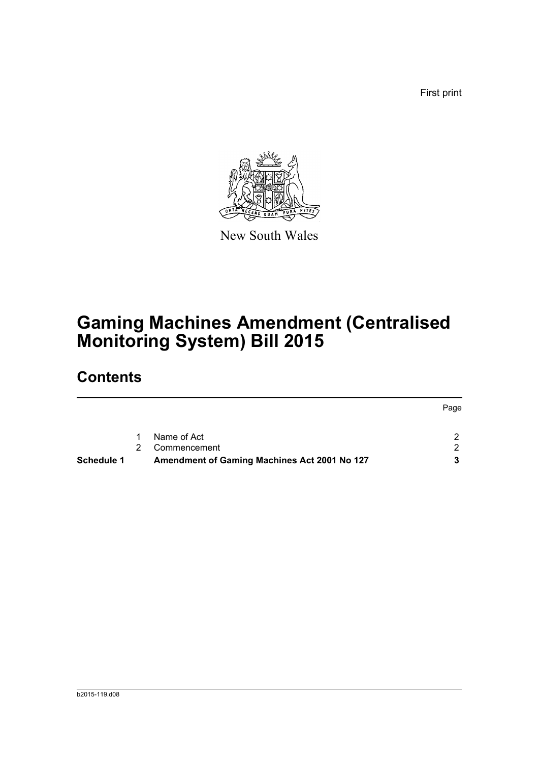First print

New South Wales

# Gaming Machines Amendment (Centralised Monitoring System) Bill 2015

## Contents

| | | | Page |
|---|---|---|---|
| | 1 | Name of Act | 2 |
| | 2 | Commencement | 2 |
| **Schedule 1** | | **Amendment of Gaming Machines Act 2001 No 127** | **3** |

b2015-119.d08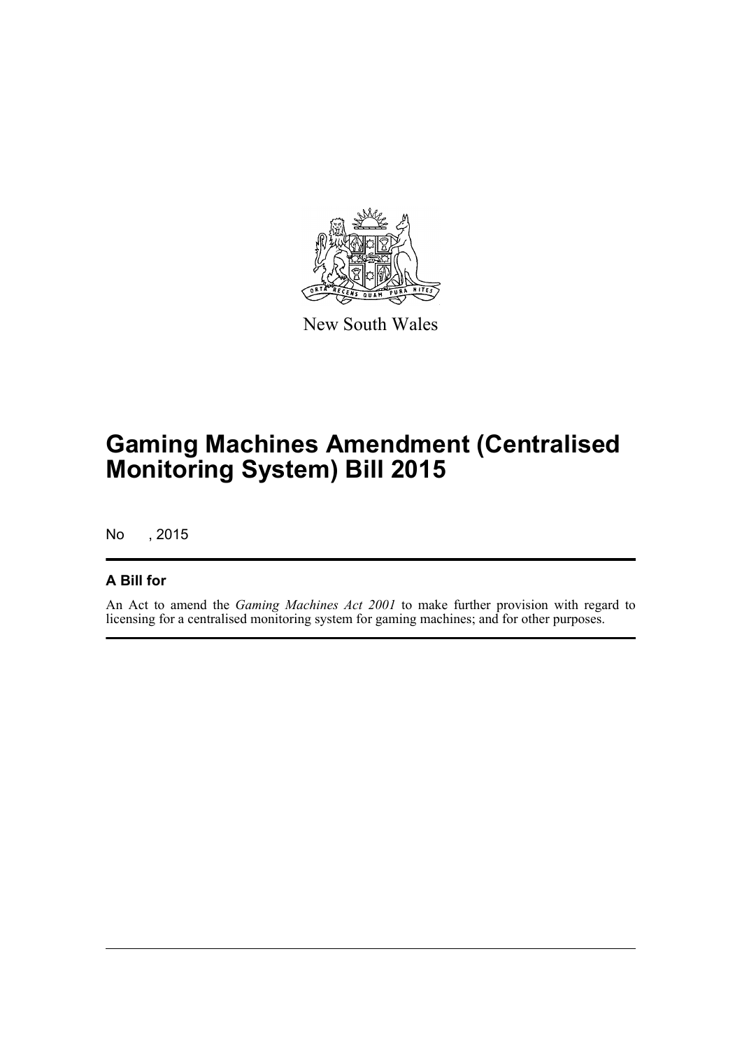New South Wales

# Gaming Machines Amendment (Centralised Monitoring System) Bill 2015

No , 2015

## A Bill for

An Act to amend the *Gaming Machines Act 2001* to make further provision with regard to licensing for a centralised monitoring system for gaming machines; and for other purposes.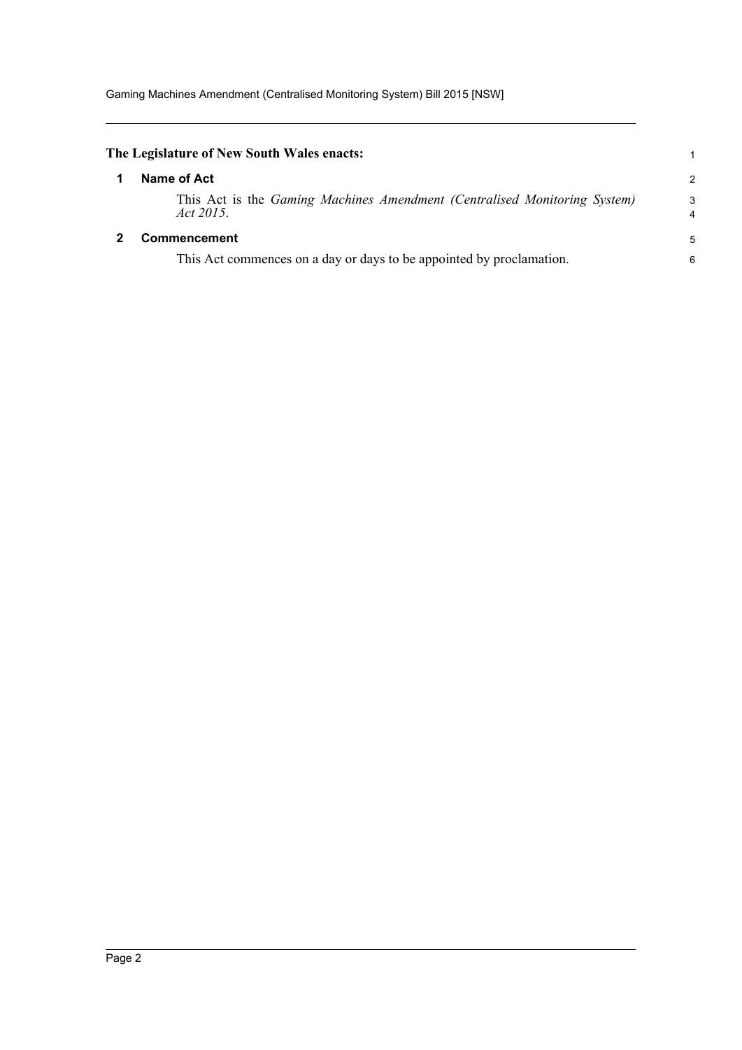**The Legislature of New South Wales enacts:**

## 1 Name of Act

This Act is the *Gaming Machines Amendment (Centralised Monitoring System) Act 2015*.

## 2 Commencement

This Act commences on a day or days to be appointed by proclamation.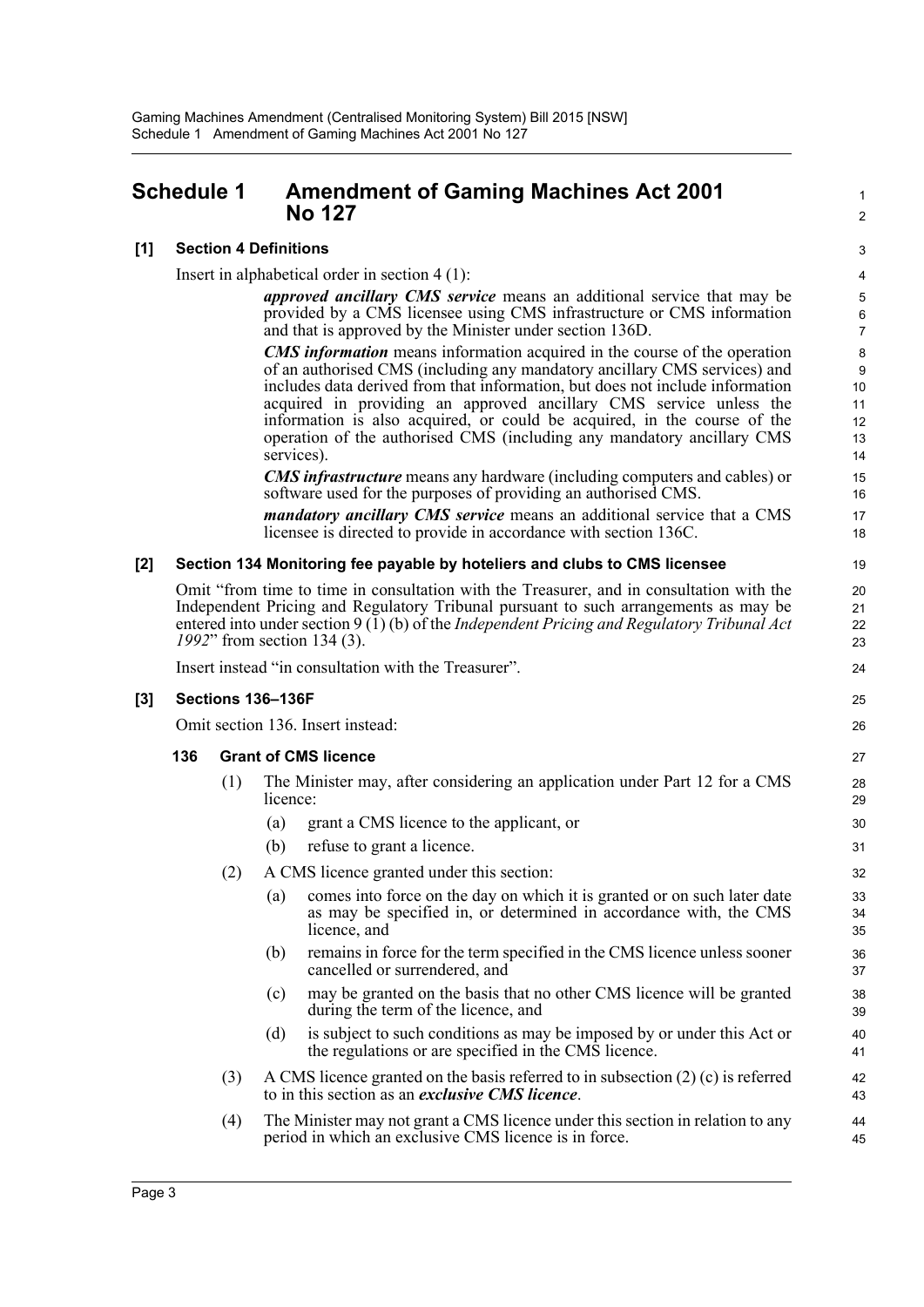# Schedule 1 Amendment of Gaming Machines Act 2001 No 127

## [1] Section 4 Definitions

Insert in alphabetical order in section 4 (1):

> ***approved ancillary CMS service*** means an additional service that may be provided by a CMS licensee using CMS infrastructure or CMS information and that is approved by the Minister under section 136D.
>
> ***CMS information*** means information acquired in the course of the operation of an authorised CMS (including any mandatory ancillary CMS services) and includes data derived from that information, but does not include information acquired in providing an approved ancillary CMS service unless the information is also acquired, or could be acquired, in the course of the operation of the authorised CMS (including any mandatory ancillary CMS services).
>
> ***CMS infrastructure*** means any hardware (including computers and cables) or software used for the purposes of providing an authorised CMS.
>
> ***mandatory ancillary CMS service*** means an additional service that a CMS licensee is directed to provide in accordance with section 136C.

## [2] Section 134 Monitoring fee payable by hoteliers and clubs to CMS licensee

Omit "from time to time in consultation with the Treasurer, and in consultation with the Independent Pricing and Regulatory Tribunal pursuant to such arrangements as may be entered into under section 9 (1) (b) of the *Independent Pricing and Regulatory Tribunal Act 1992*" from section 134 (3).

Insert instead "in consultation with the Treasurer".

## [3] Sections 136–136F

Omit section 136. Insert instead:

### 136 Grant of CMS licence

(1) The Minister may, after considering an application under Part 12 for a CMS licence:

- (a) grant a CMS licence to the applicant, or
- (b) refuse to grant a licence.

(2) A CMS licence granted under this section:

- (a) comes into force on the day on which it is granted or on such later date as may be specified in, or determined in accordance with, the CMS licence, and
- (b) remains in force for the term specified in the CMS licence unless sooner cancelled or surrendered, and
- (c) may be granted on the basis that no other CMS licence will be granted during the term of the licence, and
- (d) is subject to such conditions as may be imposed by or under this Act or the regulations or are specified in the CMS licence.

(3) A CMS licence granted on the basis referred to in subsection (2) (c) is referred to in this section as an ***exclusive CMS licence***.

(4) The Minister may not grant a CMS licence under this section in relation to any period in which an exclusive CMS licence is in force.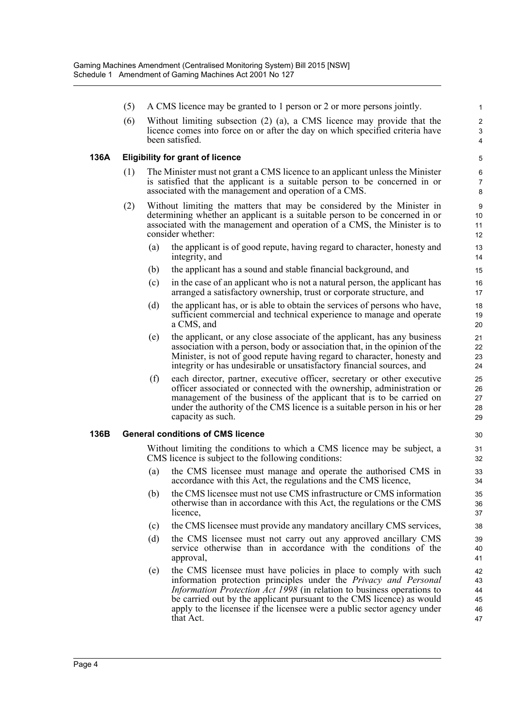(5) A CMS licence may be granted to 1 person or 2 or more persons jointly.

(6) Without limiting subsection (2) (a), a CMS licence may provide that the licence comes into force on or after the day on which specified criteria have been satisfied.

### 136A Eligibility for grant of licence

(1) The Minister must not grant a CMS licence to an applicant unless the Minister is satisfied that the applicant is a suitable person to be concerned in or associated with the management and operation of a CMS.

(2) Without limiting the matters that may be considered by the Minister in determining whether an applicant is a suitable person to be concerned in or associated with the management and operation of a CMS, the Minister is to consider whether:

- (a) the applicant is of good repute, having regard to character, honesty and integrity, and
- (b) the applicant has a sound and stable financial background, and
- (c) in the case of an applicant who is not a natural person, the applicant has arranged a satisfactory ownership, trust or corporate structure, and
- (d) the applicant has, or is able to obtain the services of persons who have, sufficient commercial and technical experience to manage and operate a CMS, and
- (e) the applicant, or any close associate of the applicant, has any business association with a person, body or association that, in the opinion of the Minister, is not of good repute having regard to character, honesty and integrity or has undesirable or unsatisfactory financial sources, and
- (f) each director, partner, executive officer, secretary or other executive officer associated or connected with the ownership, administration or management of the business of the applicant that is to be carried on under the authority of the CMS licence is a suitable person in his or her capacity as such.

### 136B General conditions of CMS licence

Without limiting the conditions to which a CMS licence may be subject, a CMS licence is subject to the following conditions:

- (a) the CMS licensee must manage and operate the authorised CMS in accordance with this Act, the regulations and the CMS licence,
- (b) the CMS licensee must not use CMS infrastructure or CMS information otherwise than in accordance with this Act, the regulations or the CMS licence,
- (c) the CMS licensee must provide any mandatory ancillary CMS services,
- (d) the CMS licensee must not carry out any approved ancillary CMS service otherwise than in accordance with the conditions of the approval,
- (e) the CMS licensee must have policies in place to comply with such information protection principles under the *Privacy and Personal Information Protection Act 1998* (in relation to business operations to be carried out by the applicant pursuant to the CMS licence) as would apply to the licensee if the licensee were a public sector agency under that Act.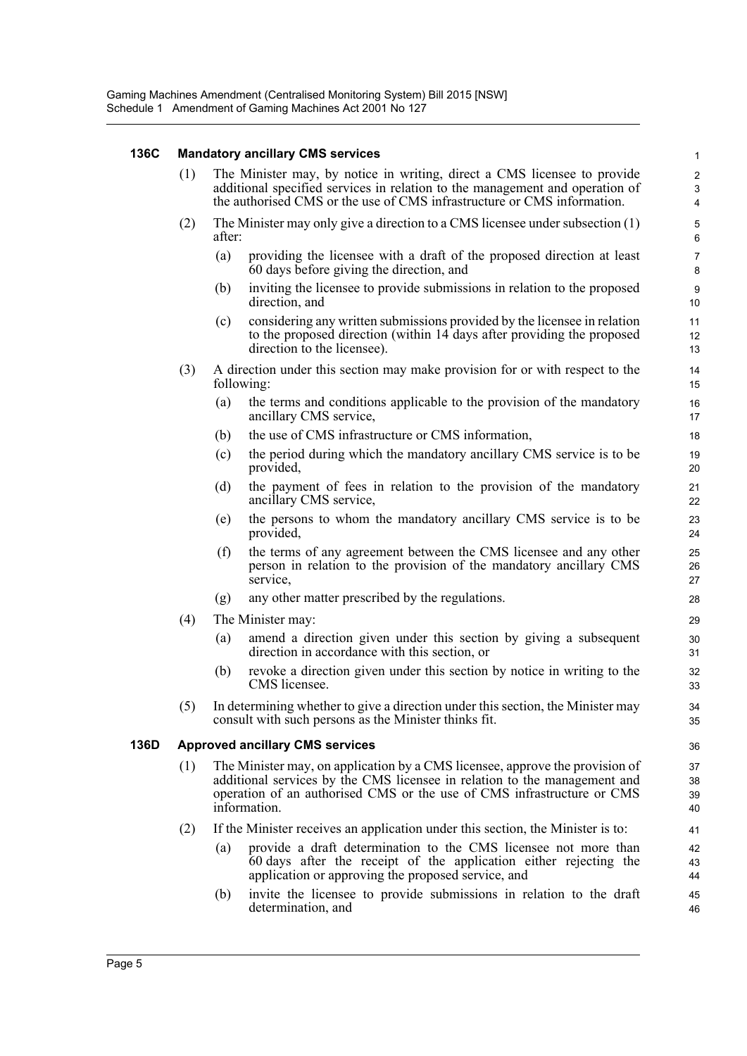#### 136C Mandatory ancillary CMS services

(1) The Minister may, by notice in writing, direct a CMS licensee to provide additional specified services in relation to the management and operation of the authorised CMS or the use of CMS infrastructure or CMS information.

(2) The Minister may only give a direction to a CMS licensee under subsection (1) after:

- (a) providing the licensee with a draft of the proposed direction at least 60 days before giving the direction, and
- (b) inviting the licensee to provide submissions in relation to the proposed direction, and
- (c) considering any written submissions provided by the licensee in relation to the proposed direction (within 14 days after providing the proposed direction to the licensee).

(3) A direction under this section may make provision for or with respect to the following:

- (a) the terms and conditions applicable to the provision of the mandatory ancillary CMS service,
- (b) the use of CMS infrastructure or CMS information,
- (c) the period during which the mandatory ancillary CMS service is to be provided,
- (d) the payment of fees in relation to the provision of the mandatory ancillary CMS service,
- (e) the persons to whom the mandatory ancillary CMS service is to be provided,
- (f) the terms of any agreement between the CMS licensee and any other person in relation to the provision of the mandatory ancillary CMS service,
- (g) any other matter prescribed by the regulations.

(4) The Minister may:

- (a) amend a direction given under this section by giving a subsequent direction in accordance with this section, or
- (b) revoke a direction given under this section by notice in writing to the CMS licensee.

(5) In determining whether to give a direction under this section, the Minister may consult with such persons as the Minister thinks fit.

#### 136D Approved ancillary CMS services

(1) The Minister may, on application by a CMS licensee, approve the provision of additional services by the CMS licensee in relation to the management and operation of an authorised CMS or the use of CMS infrastructure or CMS information.

(2) If the Minister receives an application under this section, the Minister is to:

- (a) provide a draft determination to the CMS licensee not more than 60 days after the receipt of the application either rejecting the application or approving the proposed service, and
- (b) invite the licensee to provide submissions in relation to the draft determination, and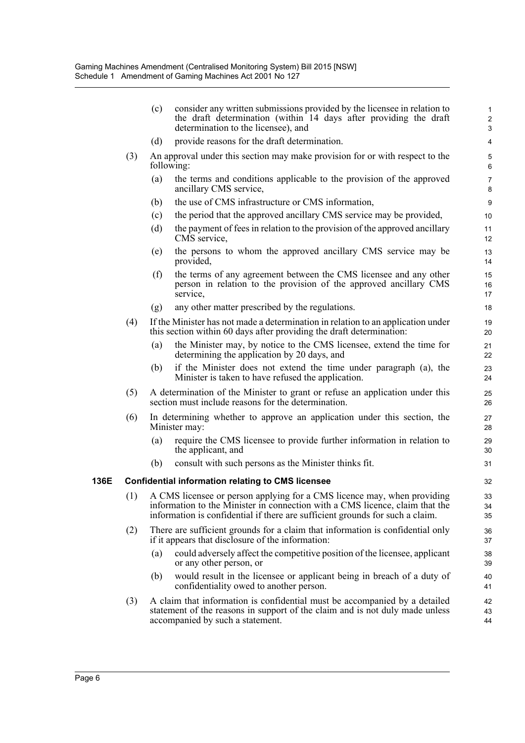(c) consider any written submissions provided by the licensee in relation to the draft determination (within 14 days after providing the draft determination to the licensee), and

(d) provide reasons for the draft determination.

(3) An approval under this section may make provision for or with respect to the following:

(a) the terms and conditions applicable to the provision of the approved ancillary CMS service,

(b) the use of CMS infrastructure or CMS information,

(c) the period that the approved ancillary CMS service may be provided,

(d) the payment of fees in relation to the provision of the approved ancillary CMS service,

(e) the persons to whom the approved ancillary CMS service may be provided,

(f) the terms of any agreement between the CMS licensee and any other person in relation to the provision of the approved ancillary CMS service,

(g) any other matter prescribed by the regulations.

(4) If the Minister has not made a determination in relation to an application under this section within 60 days after providing the draft determination:

(a) the Minister may, by notice to the CMS licensee, extend the time for determining the application by 20 days, and

(b) if the Minister does not extend the time under paragraph (a), the Minister is taken to have refused the application.

(5) A determination of the Minister to grant or refuse an application under this section must include reasons for the determination.

(6) In determining whether to approve an application under this section, the Minister may:

(a) require the CMS licensee to provide further information in relation to the applicant, and

(b) consult with such persons as the Minister thinks fit.

### 136E Confidential information relating to CMS licensee

(1) A CMS licensee or person applying for a CMS licence may, when providing information to the Minister in connection with a CMS licence, claim that the information is confidential if there are sufficient grounds for such a claim.

(2) There are sufficient grounds for a claim that information is confidential only if it appears that disclosure of the information:

(a) could adversely affect the competitive position of the licensee, applicant or any other person, or

(b) would result in the licensee or applicant being in breach of a duty of confidentiality owed to another person.

(3) A claim that information is confidential must be accompanied by a detailed statement of the reasons in support of the claim and is not duly made unless accompanied by such a statement.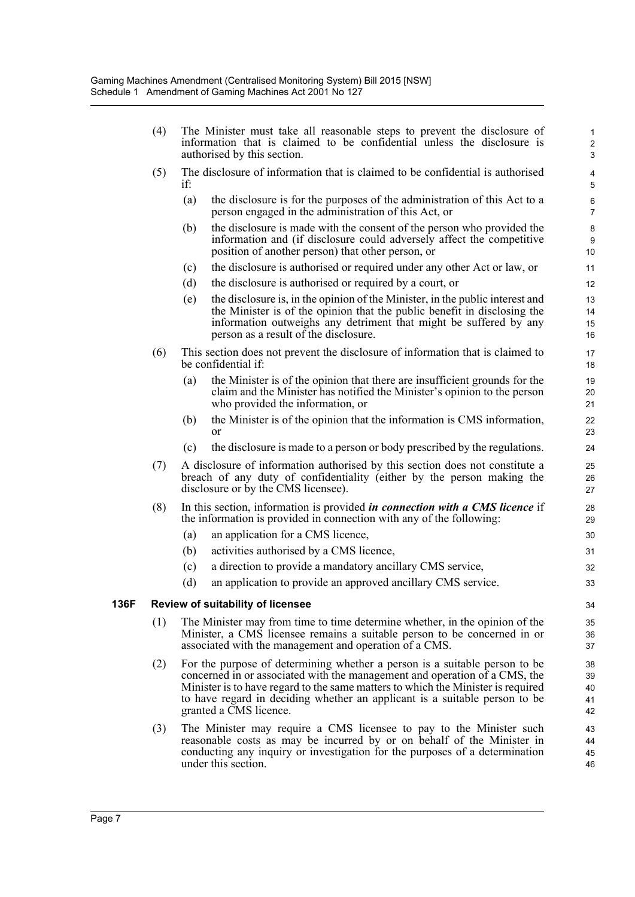(4) The Minister must take all reasonable steps to prevent the disclosure of information that is claimed to be confidential unless the disclosure is authorised by this section.

(5) The disclosure of information that is claimed to be confidential is authorised if:

(a) the disclosure is for the purposes of the administration of this Act to a person engaged in the administration of this Act, or

(b) the disclosure is made with the consent of the person who provided the information and (if disclosure could adversely affect the competitive position of another person) that other person, or

(c) the disclosure is authorised or required under any other Act or law, or

(d) the disclosure is authorised or required by a court, or

(e) the disclosure is, in the opinion of the Minister, in the public interest and the Minister is of the opinion that the public benefit in disclosing the information outweighs any detriment that might be suffered by any person as a result of the disclosure.

(6) This section does not prevent the disclosure of information that is claimed to be confidential if:

(a) the Minister is of the opinion that there are insufficient grounds for the claim and the Minister has notified the Minister's opinion to the person who provided the information, or

(b) the Minister is of the opinion that the information is CMS information, or

(c) the disclosure is made to a person or body prescribed by the regulations.

(7) A disclosure of information authorised by this section does not constitute a breach of any duty of confidentiality (either by the person making the disclosure or by the CMS licensee).

(8) In this section, information is provided ***in connection with a CMS licence*** if the information is provided in connection with any of the following:

(a) an application for a CMS licence,

(b) activities authorised by a CMS licence,

(c) a direction to provide a mandatory ancillary CMS service,

(d) an application to provide an approved ancillary CMS service.

**136F Review of suitability of licensee**

(1) The Minister may from time to time determine whether, in the opinion of the Minister, a CMS licensee remains a suitable person to be concerned in or associated with the management and operation of a CMS.

(2) For the purpose of determining whether a person is a suitable person to be concerned in or associated with the management and operation of a CMS, the Minister is to have regard to the same matters to which the Minister is required to have regard in deciding whether an applicant is a suitable person to be granted a CMS licence.

(3) The Minister may require a CMS licensee to pay to the Minister such reasonable costs as may be incurred by or on behalf of the Minister in conducting any inquiry or investigation for the purposes of a determination under this section.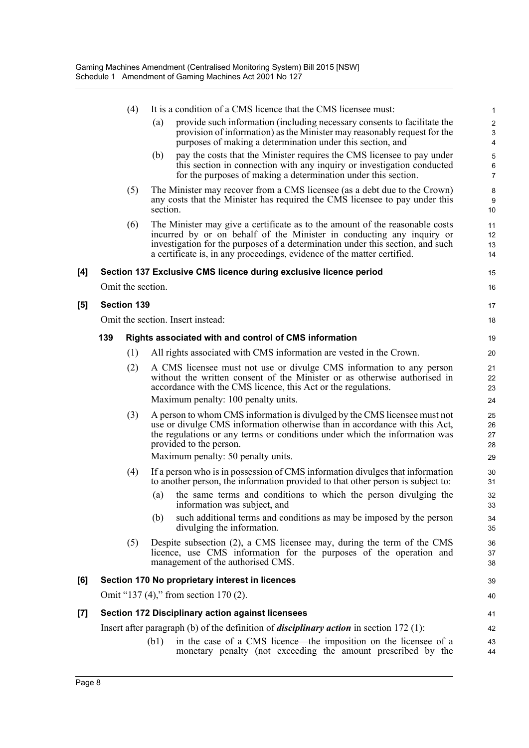(4) It is a condition of a CMS licence that the CMS licensee must:

(a) provide such information (including necessary consents to facilitate the provision of information) as the Minister may reasonably request for the purposes of making a determination under this section, and

(b) pay the costs that the Minister requires the CMS licensee to pay under this section in connection with any inquiry or investigation conducted for the purposes of making a determination under this section.

(5) The Minister may recover from a CMS licensee (as a debt due to the Crown) any costs that the Minister has required the CMS licensee to pay under this section.

(6) The Minister may give a certificate as to the amount of the reasonable costs incurred by or on behalf of the Minister in conducting any inquiry or investigation for the purposes of a determination under this section, and such a certificate is, in any proceedings, evidence of the matter certified.

**[4] Section 137 Exclusive CMS licence during exclusive licence period**

Omit the section.

**[5] Section 139**

Omit the section. Insert instead:

**139 Rights associated with and control of CMS information**

(1) All rights associated with CMS information are vested in the Crown.

(2) A CMS licensee must not use or divulge CMS information to any person without the written consent of the Minister or as otherwise authorised in accordance with the CMS licence, this Act or the regulations.

Maximum penalty: 100 penalty units.

(3) A person to whom CMS information is divulged by the CMS licensee must not use or divulge CMS information otherwise than in accordance with this Act, the regulations or any terms or conditions under which the information was provided to the person.

Maximum penalty: 50 penalty units.

(4) If a person who is in possession of CMS information divulges that information to another person, the information provided to that other person is subject to:

(a) the same terms and conditions to which the person divulging the information was subject, and

(b) such additional terms and conditions as may be imposed by the person divulging the information.

(5) Despite subsection (2), a CMS licensee may, during the term of the CMS licence, use CMS information for the purposes of the operation and management of the authorised CMS.

**[6] Section 170 No proprietary interest in licences**

Omit "137 (4)," from section 170 (2).

**[7] Section 172 Disciplinary action against licensees**

Insert after paragraph (b) of the definition of ***disciplinary action*** in section 172 (1):

(b1) in the case of a CMS licence—the imposition on the licensee of a monetary penalty (not exceeding the amount prescribed by the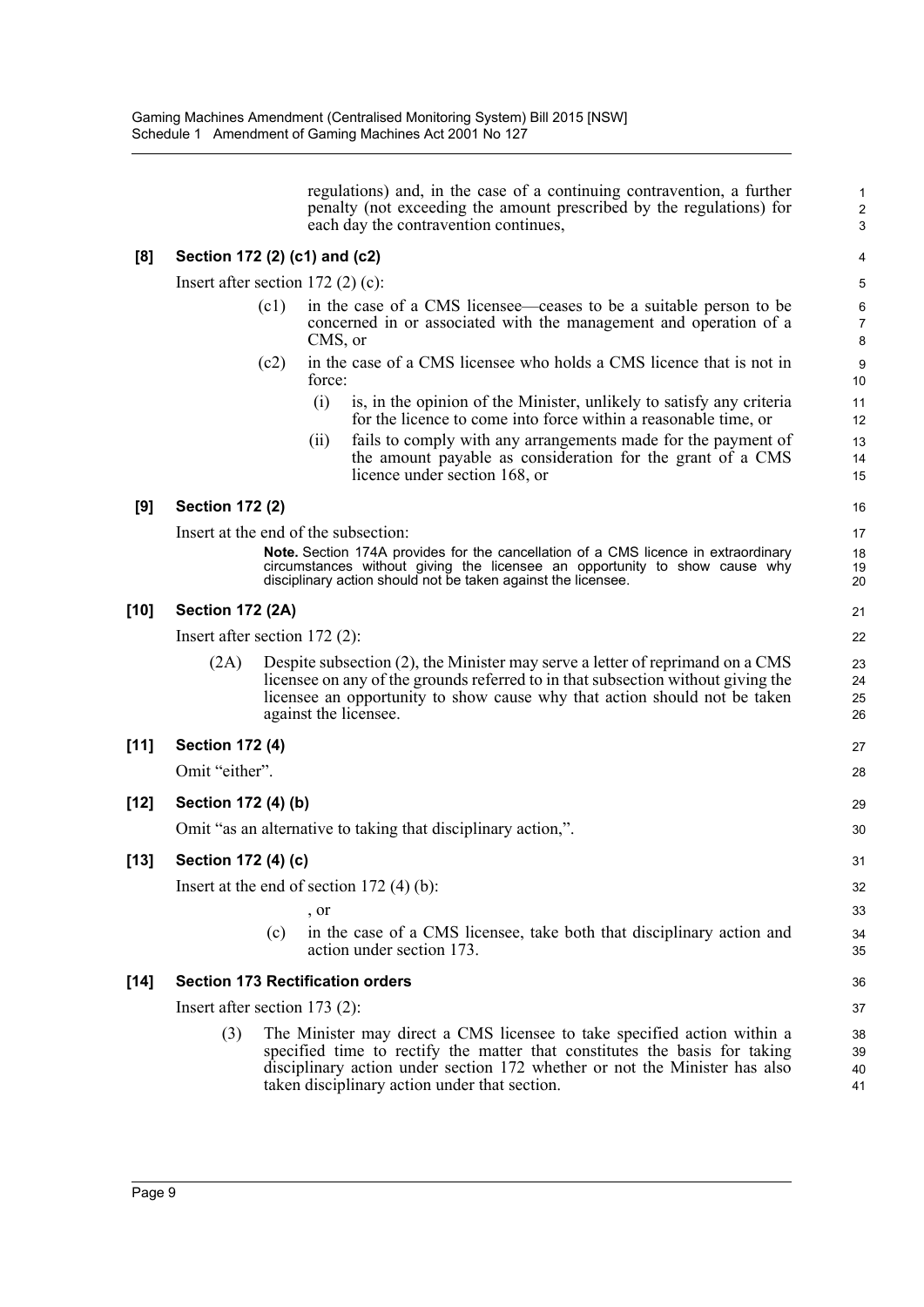regulations) and, in the case of a continuing contravention, a further penalty (not exceeding the amount prescribed by the regulations) for each day the contravention continues,

**[8] Section 172 (2) (c1) and (c2)**

Insert after section 172 (2) (c):

(c1) in the case of a CMS licensee—ceases to be a suitable person to be concerned in or associated with the management and operation of a CMS, or

(c2) in the case of a CMS licensee who holds a CMS licence that is not in force:

(i) is, in the opinion of the Minister, unlikely to satisfy any criteria for the licence to come into force within a reasonable time, or

(ii) fails to comply with any arrangements made for the payment of the amount payable as consideration for the grant of a CMS licence under section 168, or

**[9] Section 172 (2)**

Insert at the end of the subsection:

**Note.** Section 174A provides for the cancellation of a CMS licence in extraordinary circumstances without giving the licensee an opportunity to show cause why disciplinary action should not be taken against the licensee.

**[10] Section 172 (2A)**

Insert after section 172 (2):

(2A) Despite subsection (2), the Minister may serve a letter of reprimand on a CMS licensee on any of the grounds referred to in that subsection without giving the licensee an opportunity to show cause why that action should not be taken against the licensee.

**[11] Section 172 (4)**

Omit "either".

**[12] Section 172 (4) (b)**

Omit "as an alternative to taking that disciplinary action,".

**[13] Section 172 (4) (c)**

Insert at the end of section 172 (4) (b):

, or

(c) in the case of a CMS licensee, take both that disciplinary action and action under section 173.

**[14] Section 173 Rectification orders**

Insert after section 173 (2):

(3) The Minister may direct a CMS licensee to take specified action within a specified time to rectify the matter that constitutes the basis for taking disciplinary action under section 172 whether or not the Minister has also taken disciplinary action under that section.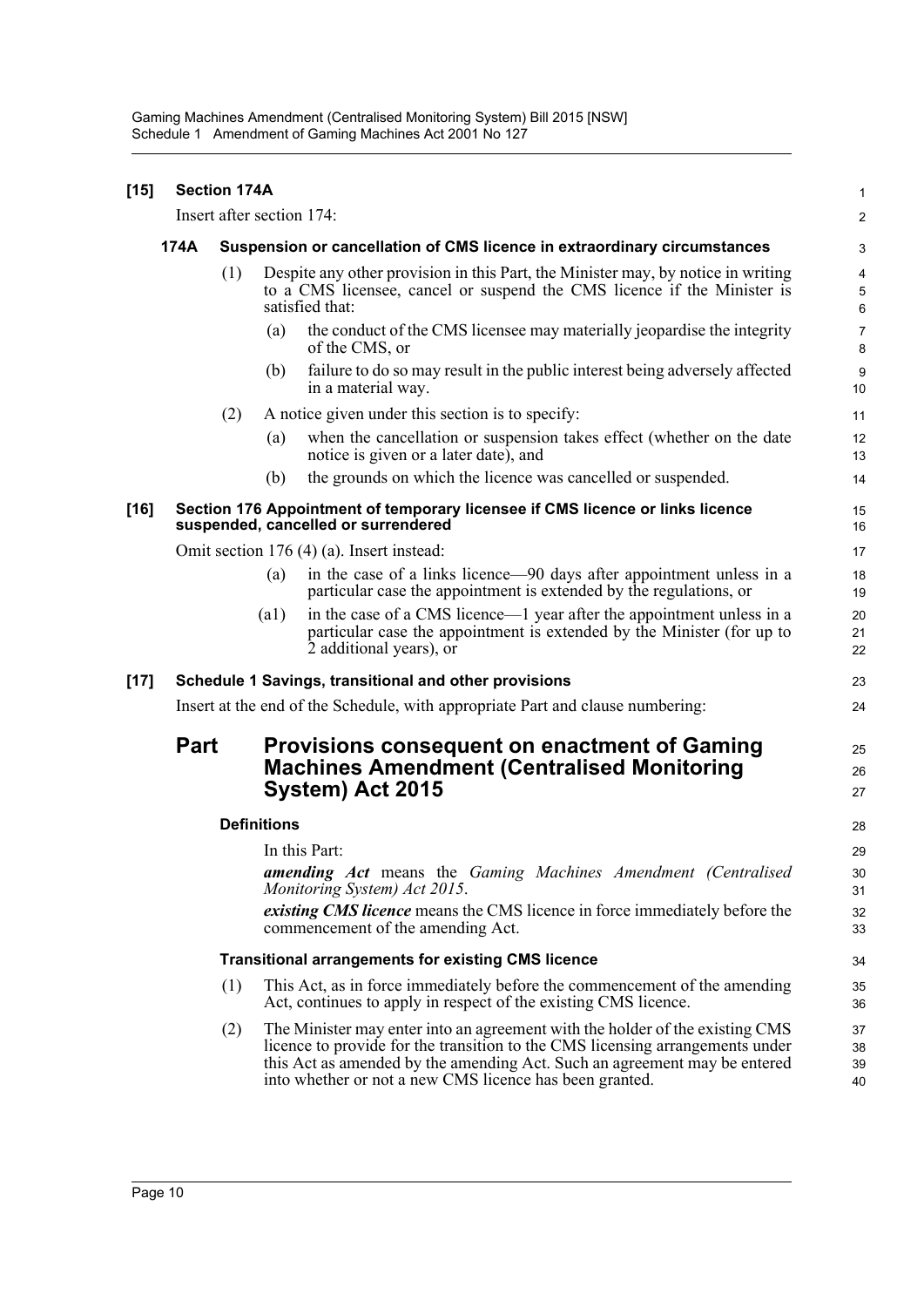**[15] Section 174A**

Insert after section 174:

**174A Suspension or cancellation of CMS licence in extraordinary circumstances**

(1) Despite any other provision in this Part, the Minister may, by notice in writing to a CMS licensee, cancel or suspend the CMS licence if the Minister is satisfied that:

(a) the conduct of the CMS licensee may materially jeopardise the integrity of the CMS, or

(b) failure to do so may result in the public interest being adversely affected in a material way.

(2) A notice given under this section is to specify:

(a) when the cancellation or suspension takes effect (whether on the date notice is given or a later date), and

(b) the grounds on which the licence was cancelled or suspended.

**[16] Section 176 Appointment of temporary licensee if CMS licence or links licence suspended, cancelled or surrendered**

Omit section 176 (4) (a). Insert instead:

(a) in the case of a links licence—90 days after appointment unless in a particular case the appointment is extended by the regulations, or

(a1) in the case of a CMS licence—1 year after the appointment unless in a particular case the appointment is extended by the Minister (for up to 2 additional years), or

**[17] Schedule 1 Savings, transitional and other provisions**

Insert at the end of the Schedule, with appropriate Part and clause numbering:

## Part Provisions consequent on enactment of Gaming Machines Amendment (Centralised Monitoring System) Act 2015

**Definitions**

In this Part:

***amending Act*** means the *Gaming Machines Amendment (Centralised Monitoring System) Act 2015*.

***existing CMS licence*** means the CMS licence in force immediately before the commencement of the amending Act.

**Transitional arrangements for existing CMS licence**

(1) This Act, as in force immediately before the commencement of the amending Act, continues to apply in respect of the existing CMS licence.

(2) The Minister may enter into an agreement with the holder of the existing CMS licence to provide for the transition to the CMS licensing arrangements under this Act as amended by the amending Act. Such an agreement may be entered into whether or not a new CMS licence has been granted.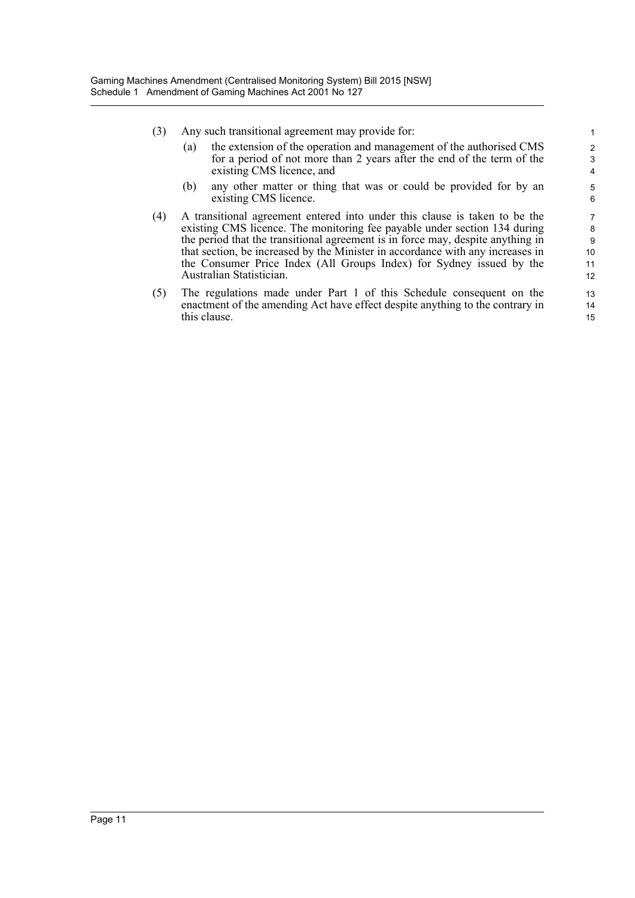(3) Any such transitional agreement may provide for:

  (a) the extension of the operation and management of the authorised CMS for a period of not more than 2 years after the end of the term of the existing CMS licence, and

  (b) any other matter or thing that was or could be provided for by an existing CMS licence.

(4) A transitional agreement entered into under this clause is taken to be the existing CMS licence. The monitoring fee payable under section 134 during the period that the transitional agreement is in force may, despite anything in that section, be increased by the Minister in accordance with any increases in the Consumer Price Index (All Groups Index) for Sydney issued by the Australian Statistician.

(5) The regulations made under Part 1 of this Schedule consequent on the enactment of the amending Act have effect despite anything to the contrary in this clause.